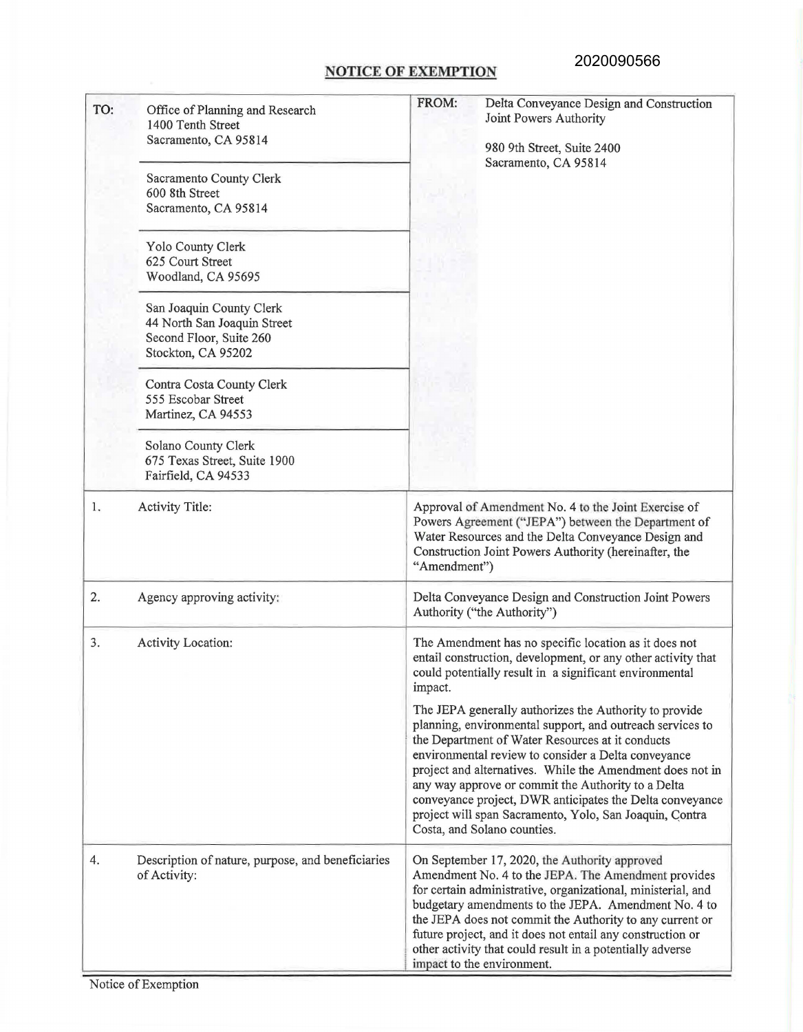2020090566

# NOTICE OF EXEMPTION

| | |
|---|---|
| TO: Office of Planning and Research<br>1400 Tenth Street<br>Sacramento, CA 95814<br><br>Sacramento County Clerk<br>600 8th Street<br>Sacramento, CA 95814<br><br>Yolo County Clerk<br>625 Court Street<br>Woodland, CA 95695<br><br>San Joaquin County Clerk<br>44 North San Joaquin Street<br>Second Floor, Suite 260<br>Stockton, CA 95202<br><br>Contra Costa County Clerk<br>555 Escobar Street<br>Martinez, CA 94553<br><br>Solano County Clerk<br>675 Texas Street, Suite 1900<br>Fairfield, CA 94533 | FROM: Delta Conveyance Design and Construction Joint Powers Authority<br><br>980 9th Street, Suite 2400<br>Sacramento, CA 95814 |
| 1. Activity Title: | Approval of Amendment No. 4 to the Joint Exercise of Powers Agreement ("JEPA") between the Department of Water Resources and the Delta Conveyance Design and Construction Joint Powers Authority (hereinafter, the "Amendment") |
| 2. Agency approving activity: | Delta Conveyance Design and Construction Joint Powers Authority ("the Authority") |
| 3. Activity Location: | The Amendment has no specific location as it does not entail construction, development, or any other activity that could potentially result in a significant environmental impact.<br><br>The JEPA generally authorizes the Authority to provide planning, environmental support, and outreach services to the Department of Water Resources at it conducts environmental review to consider a Delta conveyance project and alternatives. While the Amendment does not in any way approve or commit the Authority to a Delta conveyance project, DWR anticipates the Delta conveyance project will span Sacramento, Yolo, San Joaquin, Contra Costa, and Solano counties. |
| 4. Description of nature, purpose, and beneficiaries of Activity: | On September 17, 2020, the Authority approved Amendment No. 4 to the JEPA. The Amendment provides for certain administrative, organizational, ministerial, and budgetary amendments to the JEPA. Amendment No. 4 to the JEPA does not commit the Authority to any current or future project, and it does not entail any construction or other activity that could result in a potentially adverse impact to the environment. |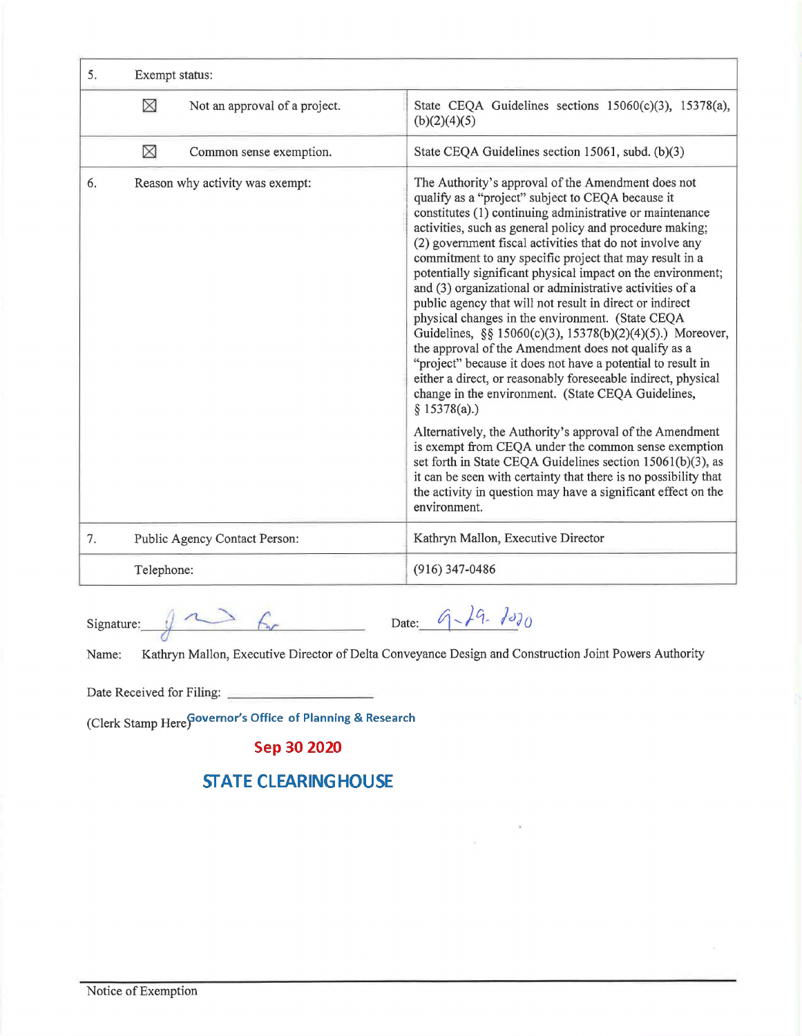| | | |
|---|---|---|
| 5. | Exempt status: | |
| | ☒ Not an approval of a project. | State CEQA Guidelines sections 15060(c)(3), 15378(a), (b)(2)(4)(5) |
| | ☒ Common sense exemption. | State CEQA Guidelines section 15061, subd. (b)(3) |
| 6. | Reason why activity was exempt: | The Authority's approval of the Amendment does not qualify as a "project" subject to CEQA because it constitutes (1) continuing administrative or maintenance activities, such as general policy and procedure making; (2) government fiscal activities that do not involve any commitment to any specific project that may result in a potentially significant physical impact on the environment; and (3) organizational or administrative activities of a public agency that will not result in direct or indirect physical changes in the environment. (State CEQA Guidelines, §§ 15060(c)(3), 15378(b)(2)(4)(5).) Moreover, the approval of the Amendment does not qualify as a "project" because it does not have a potential to result in either a direct, or reasonably foreseeable indirect, physical change in the environment. (State CEQA Guidelines, § 15378(a).)<br><br>Alternatively, the Authority's approval of the Amendment is exempt from CEQA under the common sense exemption set forth in State CEQA Guidelines section 15061(b)(3), as it can be seen with certainty that there is no possibility that the activity in question may have a significant effect on the environment. |
| 7. | Public Agency Contact Person: | Kathryn Mallon, Executive Director |
| | Telephone: | (916) 347-0486 |

Signature: *[signature]* Date: 9-29-2020

Name: Kathryn Mallon, Executive Director of Delta Conveyance Design and Construction Joint Powers Authority

Date Received for Filing: ____________________

(Clerk Stamp Here) Governor's Office of Planning & Research

**Sep 30 2020**

**STATE CLEARINGHOUSE**

Notice of Exemption